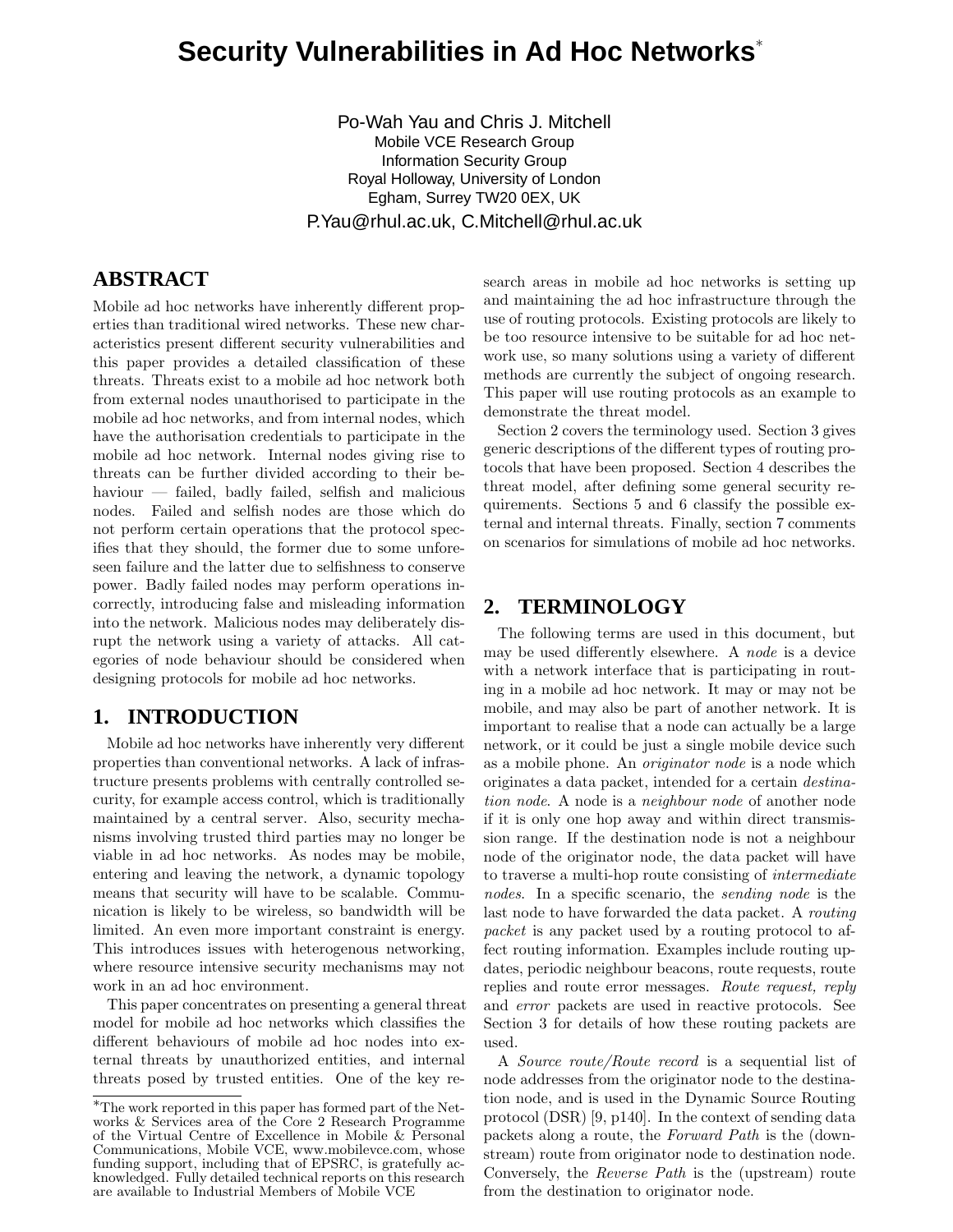# Security Vulnerabilities in Ad Hoc Networks*

Po-Wah Yau and Chris J. Mitchell
Mobile VCE Research Group
Information Security Group
Royal Holloway, University of London
Egham, Surrey TW20 0EX, UK
P.Yau@rhul.ac.uk, C.Mitchell@rhul.ac.uk

## ABSTRACT

Mobile ad hoc networks have inherently different properties than traditional wired networks. These new characteristics present different security vulnerabilities and this paper provides a detailed classification of these threats. Threats exist to a mobile ad hoc network both from external nodes unauthorised to participate in the mobile ad hoc networks, and from internal nodes, which have the authorisation credentials to participate in the mobile ad hoc network. Internal nodes giving rise to threats can be further divided according to their behaviour — failed, badly failed, selfish and malicious nodes. Failed and selfish nodes are those which do not perform certain operations that the protocol specifies that they should, the former due to some unforeseen failure and the latter due to selfishness to conserve power. Badly failed nodes may perform operations incorrectly, introducing false and misleading information into the network. Malicious nodes may deliberately disrupt the network using a variety of attacks. All categories of node behaviour should be considered when designing protocols for mobile ad hoc networks.

## 1. INTRODUCTION

Mobile ad hoc networks have inherently very different properties than conventional networks. A lack of infrastructure presents problems with centrally controlled security, for example access control, which is traditionally maintained by a central server. Also, security mechanisms involving trusted third parties may no longer be viable in ad hoc networks. As nodes may be mobile, entering and leaving the network, a dynamic topology means that security will have to be scalable. Communication is likely to be wireless, so bandwidth will be limited. An even more important constraint is energy. This introduces issues with heterogenous networking, where resource intensive security mechanisms may not work in an ad hoc environment.

This paper concentrates on presenting a general threat model for mobile ad hoc networks which classifies the different behaviours of mobile ad hoc nodes into external threats by unauthorized entities, and internal threats posed by trusted entities. One of the key research areas in mobile ad hoc networks is setting up and maintaining the ad hoc infrastructure through the use of routing protocols. Existing protocols are likely to be too resource intensive to be suitable for ad hoc network use, so many solutions using a variety of different methods are currently the subject of ongoing research. This paper will use routing protocols as an example to demonstrate the threat model.

Section 2 covers the terminology used. Section 3 gives generic descriptions of the different types of routing protocols that have been proposed. Section 4 describes the threat model, after defining some general security requirements. Sections 5 and 6 classify the possible external and internal threats. Finally, section 7 comments on scenarios for simulations of mobile ad hoc networks.

## 2. TERMINOLOGY

The following terms are used in this document, but may be used differently elsewhere. A *node* is a device with a network interface that is participating in routing in a mobile ad hoc network. It may or may not be mobile, and may also be part of another network. It is important to realise that a node can actually be a large network, or it could be just a single mobile device such as a mobile phone. An *originator node* is a node which originates a data packet, intended for a certain *destination node*. A node is a *neighbour node* of another node if it is only one hop away and within direct transmission range. If the destination node is not a neighbour node of the originator node, the data packet will have to traverse a multi-hop route consisting of *intermediate nodes*. In a specific scenario, the *sending node* is the last node to have forwarded the data packet. A *routing packet* is any packet used by a routing protocol to affect routing information. Examples include routing updates, periodic neighbour beacons, route requests, route replies and route error messages. *Route request, reply* and *error* packets are used in reactive protocols. See Section 3 for details of how these routing packets are used.

A *Source route/Route record* is a sequential list of node addresses from the originator node to the destination node, and is used in the Dynamic Source Routing protocol (DSR) [9, p140]. In the context of sending data packets along a route, the *Forward Path* is the (downstream) route from originator node to destination node. Conversely, the *Reverse Path* is the (upstream) route from the destination to originator node.

*The work reported in this paper has formed part of the Networks & Services area of the Core 2 Research Programme of the Virtual Centre of Excellence in Mobile & Personal Communications, Mobile VCE, www.mobilevce.com, whose funding support, including that of EPSRC, is gratefully acknowledged. Fully detailed technical reports on this research are available to Industrial Members of Mobile VCE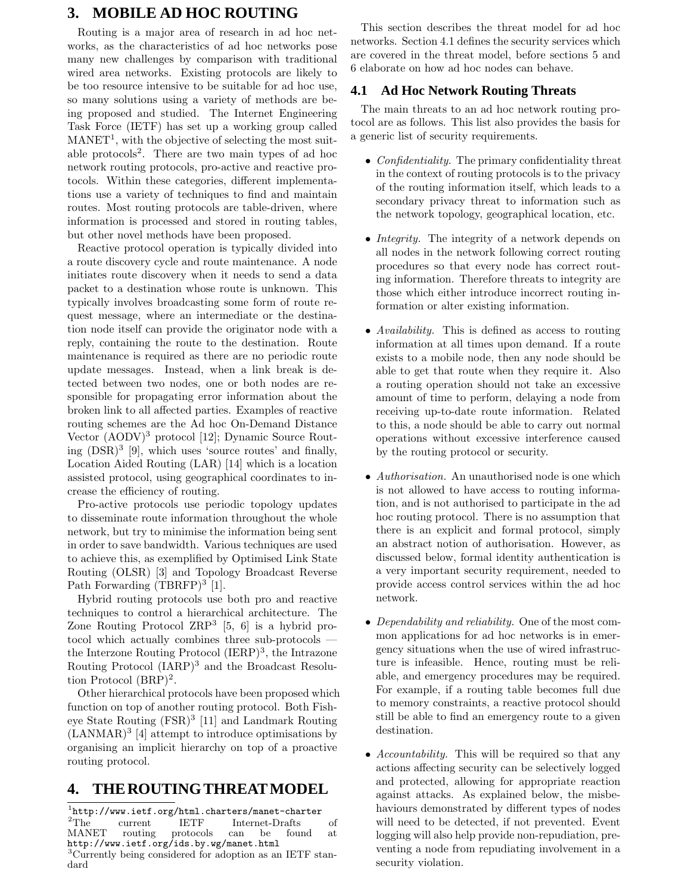## 3. MOBILE AD HOC ROUTING

Routing is a major area of research in ad hoc networks, as the characteristics of ad hoc networks pose many new challenges by comparison with traditional wired area networks. Existing protocols are likely to be too resource intensive to be suitable for ad hoc use, so many solutions using a variety of methods are being proposed and studied. The Internet Engineering Task Force (IETF) has set up a working group called MANET[1], with the objective of selecting the most suitable protocols[2]. There are two main types of ad hoc network routing protocols, pro-active and reactive protocols. Within these categories, different implementations use a variety of techniques to find and maintain routes. Most routing protocols are table-driven, where information is processed and stored in routing tables, but other novel methods have been proposed.

Reactive protocol operation is typically divided into a route discovery cycle and route maintenance. A node initiates route discovery when it needs to send a data packet to a destination whose route is unknown. This typically involves broadcasting some form of route request message, where an intermediate or the destination node itself can provide the originator node with a reply, containing the route to the destination. Route maintenance is required as there are no periodic route update messages. Instead, when a link break is detected between two nodes, one or both nodes are responsible for propagating error information about the broken link to all affected parties. Examples of reactive routing schemes are the Ad hoc On-Demand Distance Vector (AODV)[3] protocol [12]; Dynamic Source Routing (DSR)[3] [9], which uses 'source routes' and finally, Location Aided Routing (LAR) [14] which is a location assisted protocol, using geographical coordinates to increase the efficiency of routing.

Pro-active protocols use periodic topology updates to disseminate route information throughout the whole network, but try to minimise the information being sent in order to save bandwidth. Various techniques are used to achieve this, as exemplified by Optimised Link State Routing (OLSR) [3] and Topology Broadcast Reverse Path Forwarding (TBRFP)[3] [1].

Hybrid routing protocols use both pro and reactive techniques to control a hierarchical architecture. The Zone Routing Protocol ZRP[3] [5, 6] is a hybrid protocol which actually combines three sub-protocols — the Interzone Routing Protocol (IERP)[3], the Intrazone Routing Protocol (IARP)[3] and the Broadcast Resolution Protocol (BRP)[2].

Other hierarchical protocols have been proposed which function on top of another routing protocol. Both Fisheye State Routing (FSR)[3] [11] and Landmark Routing (LANMAR)[3] [4] attempt to introduce optimisations by organising an implicit hierarchy on top of a proactive routing protocol.

## 4. THE ROUTING THREAT MODEL

This section describes the threat model for ad hoc networks. Section 4.1 defines the security services which are covered in the threat model, before sections 5 and 6 elaborate on how ad hoc nodes can behave.

### 4.1 Ad Hoc Network Routing Threats

The main threats to an ad hoc network routing protocol are as follows. This list also provides the basis for a generic list of security requirements.

- *Confidentiality.* The primary confidentiality threat in the context of routing protocols is to the privacy of the routing information itself, which leads to a secondary privacy threat to information such as the network topology, geographical location, etc.

- *Integrity.* The integrity of a network depends on all nodes in the network following correct routing procedures so that every node has correct routing information. Therefore threats to integrity are those which either introduce incorrect routing information or alter existing information.

- *Availability.* This is defined as access to routing information at all times upon demand. If a route exists to a mobile node, then any node should be able to get that route when they require it. Also a routing operation should not take an excessive amount of time to perform, delaying a node from receiving up-to-date route information. Related to this, a node should be able to carry out normal operations without excessive interference caused by the routing protocol or security.

- *Authorisation.* An unauthorised node is one which is not allowed to have access to routing information, and is not authorised to participate in the ad hoc routing protocol. There is no assumption that there is an explicit and formal protocol, simply an abstract notion of authorisation. However, as discussed below, formal identity authentication is a very important security requirement, needed to provide access control services within the ad hoc network.

- *Dependability and reliability.* One of the most common applications for ad hoc networks is in emergency situations when the use of wired infrastructure is infeasible. Hence, routing must be reliable, and emergency procedures may be required. For example, if a routing table becomes full due to memory constraints, a reactive protocol should still be able to find an emergency route to a given destination.

- *Accountability.* This will be required so that any actions affecting security can be selectively logged and protected, allowing for appropriate reaction against attacks. As explained below, the misbehaviours demonstrated by different types of nodes will need to be detected, if not prevented. Event logging will also help provide non-repudiation, preventing a node from repudiating involvement in a security violation.

---

[1] http://www.ietf.org/html.charters/manet-charter

[2] The current IETF Internet-Drafts of MANET routing protocols can be found at http://www.ietf.org/ids.by.wg/manet.html

[3] Currently being considered for adoption as an IETF standard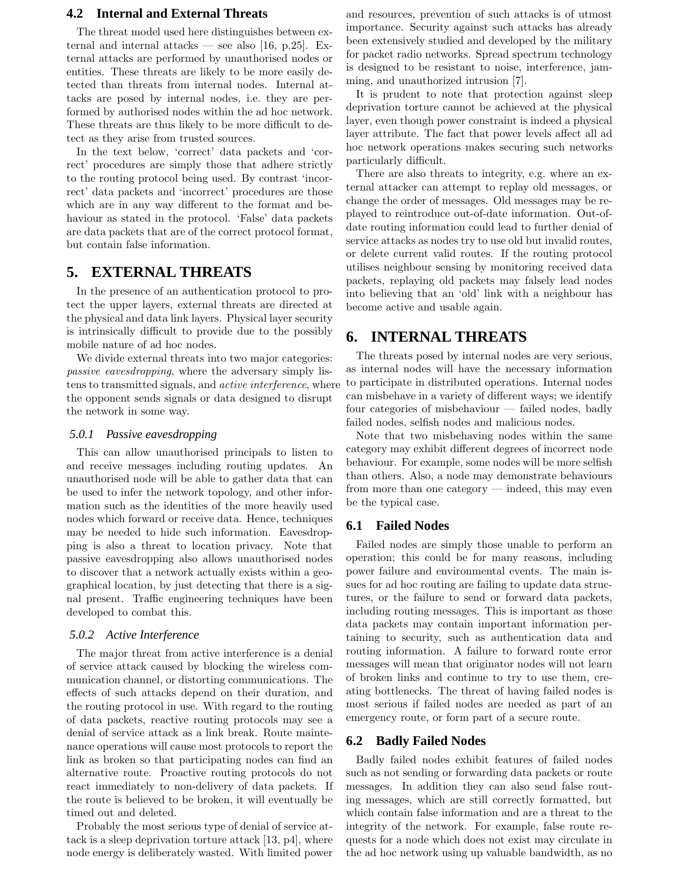## 4.2 Internal and External Threats

The threat model used here distinguishes between external and internal attacks — see also [16, p.25]. External attacks are performed by unauthorised nodes or entities. These threats are likely to be more easily detected than threats from internal nodes. Internal attacks are posed by internal nodes, i.e. they are performed by authorised nodes within the ad hoc network. These threats are thus likely to be more difficult to detect as they arise from trusted sources.

In the text below, 'correct' data packets and 'correct' procedures are simply those that adhere strictly to the routing protocol being used. By contrast 'incorrect' data packets and 'incorrect' procedures are those which are in any way different to the format and behaviour as stated in the protocol. 'False' data packets are data packets that are of the correct protocol format, but contain false information.

# 5. EXTERNAL THREATS

In the presence of an authentication protocol to protect the upper layers, external threats are directed at the physical and data link layers. Physical layer security is intrinsically difficult to provide due to the possibly mobile nature of ad hoc nodes.

We divide external threats into two major categories: *passive eavesdropping*, where the adversary simply listens to transmitted signals, and *active interference*, where the opponent sends signals or data designed to disrupt the network in some way.

### 5.0.1 Passive eavesdropping

This can allow unauthorised principals to listen to and receive messages including routing updates. An unauthorised node will be able to gather data that can be used to infer the network topology, and other information such as the identities of the more heavily used nodes which forward or receive data. Hence, techniques may be needed to hide such information. Eavesdropping is also a threat to location privacy. Note that passive eavesdropping also allows unauthorised nodes to discover that a network actually exists within a geographical location, by just detecting that there is a signal present. Traffic engineering techniques have been developed to combat this.

### 5.0.2 Active Interference

The major threat from active interference is a denial of service attack caused by blocking the wireless communication channel, or distorting communications. The effects of such attacks depend on their duration, and the routing protocol in use. With regard to the routing of data packets, reactive routing protocols may see a denial of service attack as a link break. Route maintenance operations will cause most protocols to report the link as broken so that participating nodes can find an alternative route. Proactive routing protocols do not react immediately to non-delivery of data packets. If the route is believed to be broken, it will eventually be timed out and deleted.

Probably the most serious type of denial of service attack is a sleep deprivation torture attack [13, p4], where node energy is deliberately wasted. With limited power and resources, prevention of such attacks is of utmost importance. Security against such attacks has already been extensively studied and developed by the military for packet radio networks. Spread spectrum technology is designed to be resistant to noise, interference, jamming, and unauthorized intrusion [7].

It is prudent to note that protection against sleep deprivation torture cannot be achieved at the physical layer, even though power constraint is indeed a physical layer attribute. The fact that power levels affect all ad hoc network operations makes securing such networks particularly difficult.

There are also threats to integrity, e.g. where an external attacker can attempt to replay old messages, or change the order of messages. Old messages may be replayed to reintroduce out-of-date information. Out-of-date routing information could lead to further denial of service attacks as nodes try to use old but invalid routes, or delete current valid routes. If the routing protocol utilises neighbour sensing by monitoring received data packets, replaying old packets may falsely lead nodes into believing that an 'old' link with a neighbour has become active and usable again.

# 6. INTERNAL THREATS

The threats posed by internal nodes are very serious, as internal nodes will have the necessary information to participate in distributed operations. Internal nodes can misbehave in a variety of different ways; we identify four categories of misbehaviour — failed nodes, badly failed nodes, selfish nodes and malicious nodes.

Note that two misbehaving nodes within the same category may exhibit different degrees of incorrect node behaviour. For example, some nodes will be more selfish than others. Also, a node may demonstrate behaviours from more than one category — indeed, this may even be the typical case.

## 6.1 Failed Nodes

Failed nodes are simply those unable to perform an operation; this could be for many reasons, including power failure and environmental events. The main issues for ad hoc routing are failing to update data structures, or the failure to send or forward data packets, including routing messages. This is important as those data packets may contain important information pertaining to security, such as authentication data and routing information. A failure to forward route error messages will mean that originator nodes will not learn of broken links and continue to try to use them, creating bottlenecks. The threat of having failed nodes is most serious if failed nodes are needed as part of an emergency route, or form part of a secure route.

## 6.2 Badly Failed Nodes

Badly failed nodes exhibit features of failed nodes such as not sending or forwarding data packets or route messages. In addition they can also send false routing messages, which are still correctly formatted, but which contain false information and are a threat to the integrity of the network. For example, false route requests for a node which does not exist may circulate in the ad hoc network using up valuable bandwidth, as no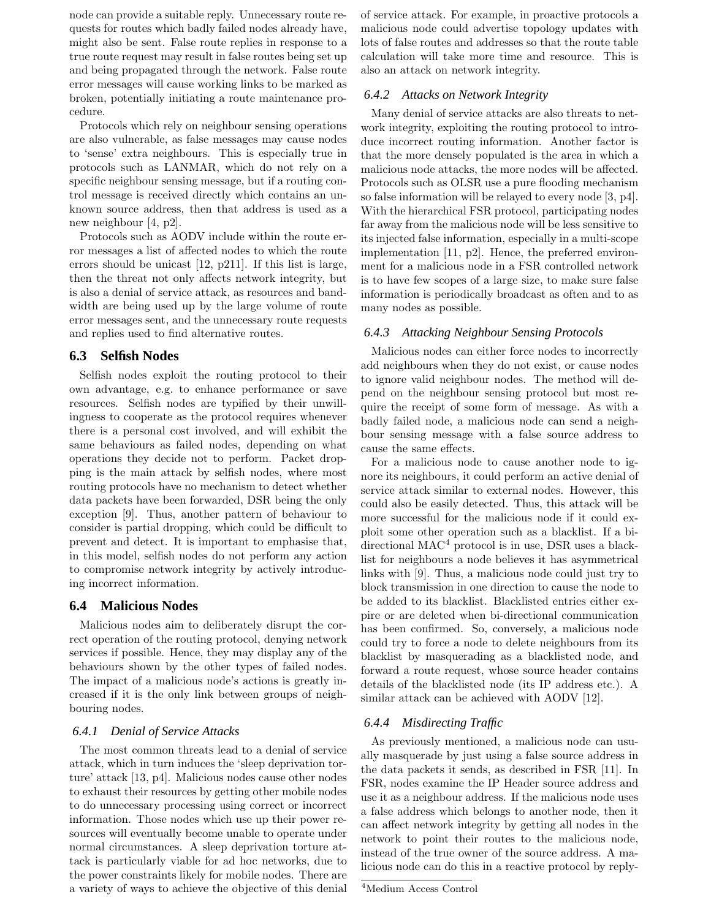node can provide a suitable reply. Unnecessary route requests for routes which badly failed nodes already have, might also be sent. False route replies in response to a true route request may result in false routes being set up and being propagated through the network. False route error messages will cause working links to be marked as broken, potentially initiating a route maintenance procedure.

Protocols which rely on neighbour sensing operations are also vulnerable, as false messages may cause nodes to 'sense' extra neighbours. This is especially true in protocols such as LANMAR, which do not rely on a specific neighbour sensing message, but if a routing control message is received directly which contains an unknown source address, then that address is used as a new neighbour [4, p2].

Protocols such as AODV include within the route error messages a list of affected nodes to which the route errors should be unicast [12, p211]. If this list is large, then the threat not only affects network integrity, but is also a denial of service attack, as resources and bandwidth are being used up by the large volume of route error messages sent, and the unnecessary route requests and replies used to find alternative routes.

## 6.3 Selfish Nodes

Selfish nodes exploit the routing protocol to their own advantage, e.g. to enhance performance or save resources. Selfish nodes are typified by their unwillingness to cooperate as the protocol requires whenever there is a personal cost involved, and will exhibit the same behaviours as failed nodes, depending on what operations they decide not to perform. Packet dropping is the main attack by selfish nodes, where most routing protocols have no mechanism to detect whether data packets have been forwarded, DSR being the only exception [9]. Thus, another pattern of behaviour to consider is partial dropping, which could be difficult to prevent and detect. It is important to emphasise that, in this model, selfish nodes do not perform any action to compromise network integrity by actively introducing incorrect information.

## 6.4 Malicious Nodes

Malicious nodes aim to deliberately disrupt the correct operation of the routing protocol, denying network services if possible. Hence, they may display any of the behaviours shown by the other types of failed nodes. The impact of a malicious node's actions is greatly increased if it is the only link between groups of neighbouring nodes.

### 6.4.1 Denial of Service Attacks

The most common threats lead to a denial of service attack, which in turn induces the 'sleep deprivation torture' attack [13, p4]. Malicious nodes cause other nodes to exhaust their resources by getting other mobile nodes to do unnecessary processing using correct or incorrect information. Those nodes which use up their power resources will eventually become unable to operate under normal circumstances. A sleep deprivation torture attack is particularly viable for ad hoc networks, due to the power constraints likely for mobile nodes. There are a variety of ways to achieve the objective of this denial of service attack. For example, in proactive protocols a malicious node could advertise topology updates with lots of false routes and addresses so that the route table calculation will take more time and resource. This is also an attack on network integrity.

### 6.4.2 Attacks on Network Integrity

Many denial of service attacks are also threats to network integrity, exploiting the routing protocol to introduce incorrect routing information. Another factor is that the more densely populated is the area in which a malicious node attacks, the more nodes will be affected. Protocols such as OLSR use a pure flooding mechanism so false information will be relayed to every node [3, p4]. With the hierarchical FSR protocol, participating nodes far away from the malicious node will be less sensitive to its injected false information, especially in a multi-scope implementation [11, p2]. Hence, the preferred environment for a malicious node in a FSR controlled network is to have few scopes of a large size, to make sure false information is periodically broadcast as often and to as many nodes as possible.

### 6.4.3 Attacking Neighbour Sensing Protocols

Malicious nodes can either force nodes to incorrectly add neighbours when they do not exist, or cause nodes to ignore valid neighbour nodes. The method will depend on the neighbour sensing protocol but most require the receipt of some form of message. As with a badly failed node, a malicious node can send a neighbour sensing message with a false source address to cause the same effects.

For a malicious node to cause another node to ignore its neighbours, it could perform an active denial of service attack similar to external nodes. However, this could also be easily detected. Thus, this attack will be more successful for the malicious node if it could exploit some other operation such as a blacklist. If a bi-directional MAC[4] protocol is in use, DSR uses a blacklist for neighbours a node believes it has asymmetrical links with [9]. Thus, a malicious node could just try to block transmission in one direction to cause the node to be added to its blacklist. Blacklisted entries either expire or are deleted when bi-directional communication has been confirmed. So, conversely, a malicious node could try to force a node to delete neighbours from its blacklist by masquerading as a blacklisted node, and forward a route request, whose source header contains details of the blacklisted node (its IP address etc.). A similar attack can be achieved with AODV [12].

### 6.4.4 Misdirecting Traffic

As previously mentioned, a malicious node can usually masquerade by just using a false source address in the data packets it sends, as described in FSR [11]. In FSR, nodes examine the IP Header source address and use it as a neighbour address. If the malicious node uses a false address which belongs to another node, then it can affect network integrity by getting all nodes in the network to point their routes to the malicious node, instead of the true owner of the source address. A malicious node can do this in a reactive protocol by reply-

[4] Medium Access Control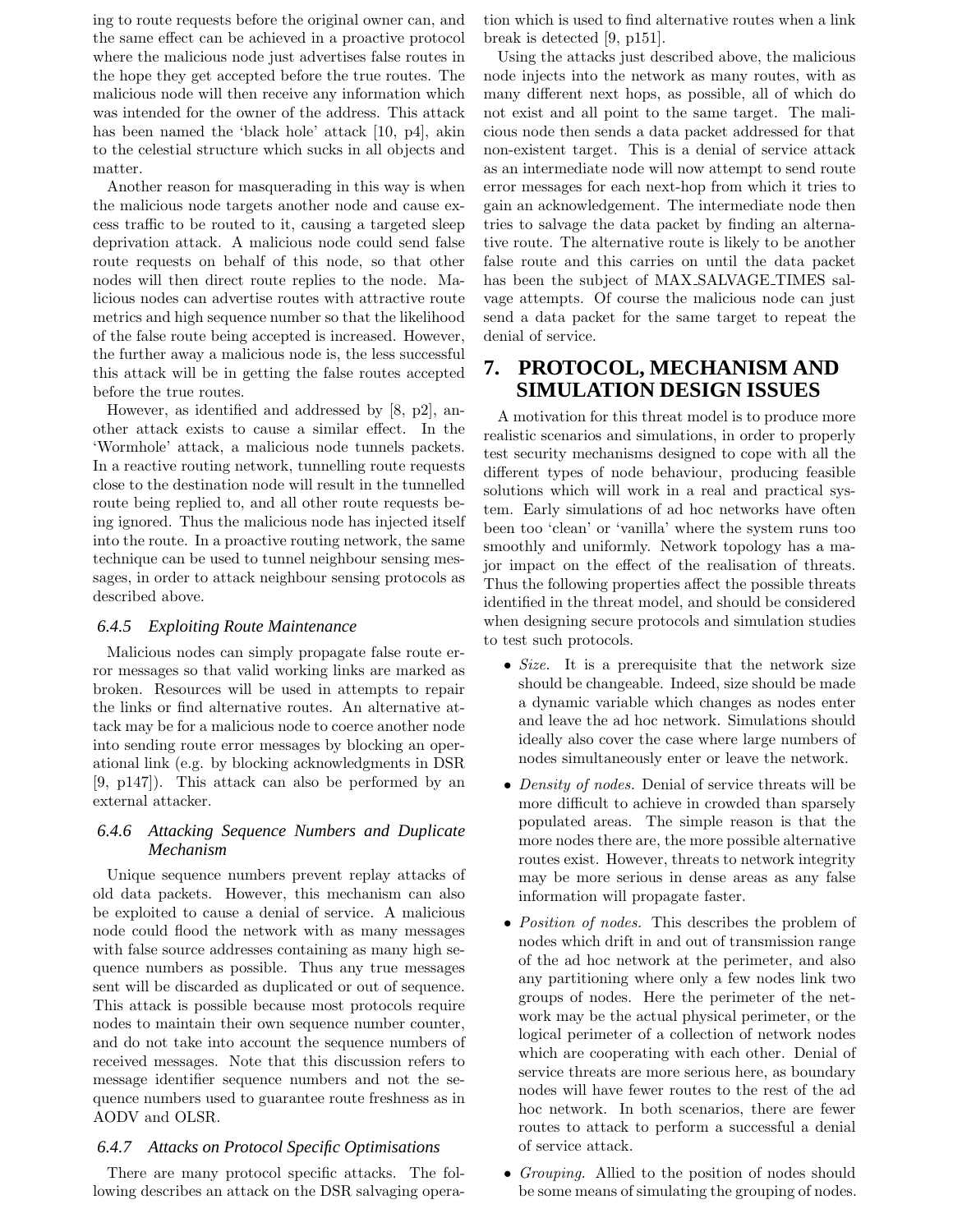ing to route requests before the original owner can, and the same effect can be achieved in a proactive protocol where the malicious node just advertises false routes in the hope they get accepted before the true routes. The malicious node will then receive any information which was intended for the owner of the address. This attack has been named the 'black hole' attack [10, p4], akin to the celestial structure which sucks in all objects and matter.

Another reason for masquerading in this way is when the malicious node targets another node and cause excess traffic to be routed to it, causing a targeted sleep deprivation attack. A malicious node could send false route requests on behalf of this node, so that other nodes will then direct route replies to the node. Malicious nodes can advertise routes with attractive route metrics and high sequence number so that the likelihood of the false route being accepted is increased. However, the further away a malicious node is, the less successful this attack will be in getting the false routes accepted before the true routes.

However, as identified and addressed by [8, p2], another attack exists to cause a similar effect. In the 'Wormhole' attack, a malicious node tunnels packets. In a reactive routing network, tunnelling route requests close to the destination node will result in the tunnelled route being replied to, and all other route requests being ignored. Thus the malicious node has injected itself into the route. In a proactive routing network, the same technique can be used to tunnel neighbour sensing messages, in order to attack neighbour sensing protocols as described above.

#### 6.4.5 Exploiting Route Maintenance

Malicious nodes can simply propagate false route error messages so that valid working links are marked as broken. Resources will be used in attempts to repair the links or find alternative routes. An alternative attack may be for a malicious node to coerce another node into sending route error messages by blocking an operational link (e.g. by blocking acknowledgments in DSR [9, p147]). This attack can also be performed by an external attacker.

#### 6.4.6 Attacking Sequence Numbers and Duplicate Mechanism

Unique sequence numbers prevent replay attacks of old data packets. However, this mechanism can also be exploited to cause a denial of service. A malicious node could flood the network with as many messages with false source addresses containing as many high sequence numbers as possible. Thus any true messages sent will be discarded as duplicated or out of sequence. This attack is possible because most protocols require nodes to maintain their own sequence number counter, and do not take into account the sequence numbers of received messages. Note that this discussion refers to message identifier sequence numbers and not the sequence numbers used to guarantee route freshness as in AODV and OLSR.

#### 6.4.7 Attacks on Protocol Specific Optimisations

There are many protocol specific attacks. The following describes an attack on the DSR salvaging operation which is used to find alternative routes when a link break is detected [9, p151].

Using the attacks just described above, the malicious node injects into the network as many routes, with as many different next hops, as possible, all of which do not exist and all point to the same target. The malicious node then sends a data packet addressed for that non-existent target. This is a denial of service attack as an intermediate node will now attempt to send route error messages for each next-hop from which it tries to gain an acknowledgement. The intermediate node then tries to salvage the data packet by finding an alternative route. The alternative route is likely to be another false route and this carries on until the data packet has been the subject of MAX_SALVAGE_TIMES salvage attempts. Of course the malicious node can just send a data packet for the same target to repeat the denial of service.

## 7. PROTOCOL, MECHANISM AND SIMULATION DESIGN ISSUES

A motivation for this threat model is to produce more realistic scenarios and simulations, in order to properly test security mechanisms designed to cope with all the different types of node behaviour, producing feasible solutions which will work in a real and practical system. Early simulations of ad hoc networks have often been too 'clean' or 'vanilla' where the system runs too smoothly and uniformly. Network topology has a major impact on the effect of the realisation of threats. Thus the following properties affect the possible threats identified in the threat model, and should be considered when designing secure protocols and simulation studies to test such protocols.

- *Size.* It is a prerequisite that the network size should be changeable. Indeed, size should be made a dynamic variable which changes as nodes enter and leave the ad hoc network. Simulations should ideally also cover the case where large numbers of nodes simultaneously enter or leave the network.
- *Density of nodes.* Denial of service threats will be more difficult to achieve in crowded than sparsely populated areas. The simple reason is that the more nodes there are, the more possible alternative routes exist. However, threats to network integrity may be more serious in dense areas as any false information will propagate faster.
- *Position of nodes.* This describes the problem of nodes which drift in and out of transmission range of the ad hoc network at the perimeter, and also any partitioning where only a few nodes link two groups of nodes. Here the perimeter of the network may be the actual physical perimeter, or the logical perimeter of a collection of network nodes which are cooperating with each other. Denial of service threats are more serious here, as boundary nodes will have fewer routes to the rest of the ad hoc network. In both scenarios, there are fewer routes to attack to perform a successful a denial of service attack.
- *Grouping.* Allied to the position of nodes should be some means of simulating the grouping of nodes.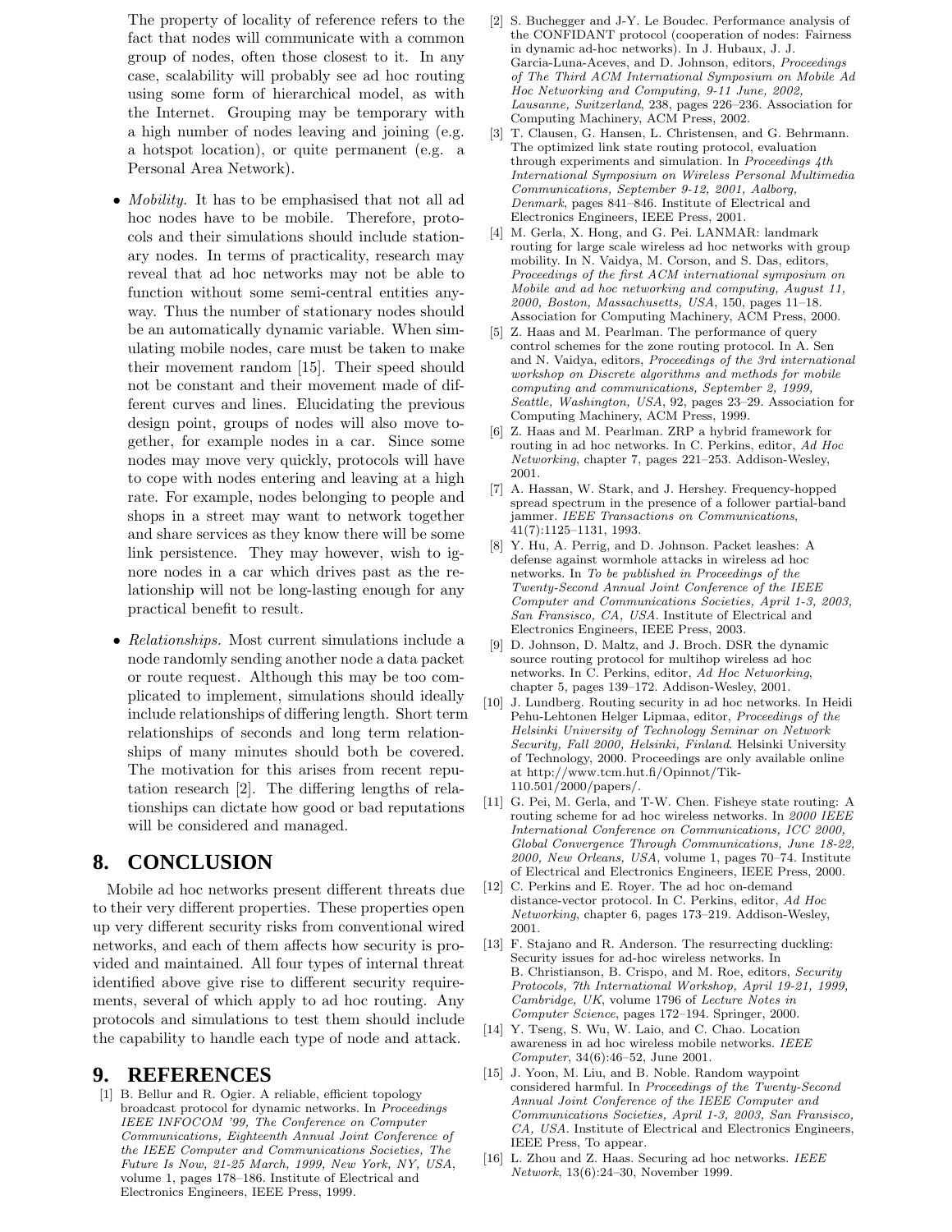The property of locality of reference refers to the fact that nodes will communicate with a common group of nodes, often those closest to it. In any case, scalability will probably see ad hoc routing using some form of hierarchical model, as with the Internet. Grouping may be temporary with a high number of nodes leaving and joining (e.g. a hotspot location), or quite permanent (e.g. a Personal Area Network).

- *Mobility.* It has to be emphasised that not all ad hoc nodes have to be mobile. Therefore, protocols and their simulations should include stationary nodes. In terms of practicality, research may reveal that ad hoc networks may not be able to function without some semi-central entities anyway. Thus the number of stationary nodes should be an automatically dynamic variable. When simulating mobile nodes, care must be taken to make their movement random [15]. Their speed should not be constant and their movement made of different curves and lines. Elucidating the previous design point, groups of nodes will also move together, for example nodes in a car. Since some nodes may move very quickly, protocols will have to cope with nodes entering and leaving at a high rate. For example, nodes belonging to people and shops in a street may want to network together and share services as they know there will be some link persistence. They may however, wish to ignore nodes in a car which drives past as the relationship will not be long-lasting enough for any practical benefit to result.

- *Relationships.* Most current simulations include a node randomly sending another node a data packet or route request. Although this may be too complicated to implement, simulations should ideally include relationships of differing length. Short term relationships of seconds and long term relationships of many minutes should both be covered. The motivation for this arises from recent reputation research [2]. The differing lengths of relationships can dictate how good or bad reputations will be considered and managed.

# 8. CONCLUSION

Mobile ad hoc networks present different threats due to their very different properties. These properties open up very different security risks from conventional wired networks, and each of them affects how security is provided and maintained. All four types of internal threat identified above give rise to different security requirements, several of which apply to ad hoc routing. Any protocols and simulations to test them should include the capability to handle each type of node and attack.

# 9. REFERENCES

[1] B. Bellur and R. Ogier. A reliable, efficient topology broadcast protocol for dynamic networks. In *Proceedings IEEE INFOCOM '99, The Conference on Computer Communications, Eighteenth Annual Joint Conference of the IEEE Computer and Communications Societies, The Future Is Now, 21-25 March, 1999, New York, NY, USA*, volume 1, pages 178–186. Institute of Electrical and Electronics Engineers, IEEE Press, 1999.

[2] S. Buchegger and J-Y. Le Boudec. Performance analysis of the CONFIDANT protocol (cooperation of nodes: Fairness in dynamic ad-hoc networks). In J. Hubaux, J. J. Garcia-Luna-Aceves, and D. Johnson, editors, *Proceedings of The Third ACM International Symposium on Mobile Ad Hoc Networking and Computing, 9-11 June, 2002, Lausanne, Switzerland*, 238, pages 226–236. Association for Computing Machinery, ACM Press, 2002.

[3] T. Clausen, G. Hansen, L. Christensen, and G. Behrmann. The optimized link state routing protocol, evaluation through experiments and simulation. In *Proceedings 4th International Symposium on Wireless Personal Multimedia Communications, September 9-12, 2001, Aalborg, Denmark*, pages 841–846. Institute of Electrical and Electronics Engineers, IEEE Press, 2001.

[4] M. Gerla, X. Hong, and G. Pei. LANMAR: landmark routing for large scale wireless ad hoc networks with group mobility. In N. Vaidya, M. Corson, and S. Das, editors, *Proceedings of the first ACM international symposium on Mobile and ad hoc networking and computing, August 11, 2000, Boston, Massachusetts, USA*, 150, pages 11–18. Association for Computing Machinery, ACM Press, 2000.

[5] Z. Haas and M. Pearlman. The performance of query control schemes for the zone routing protocol. In A. Sen and N. Vaidya, editors, *Proceedings of the 3rd international workshop on Discrete algorithms and methods for mobile computing and communications, September 2, 1999, Seattle, Washington, USA*, 92, pages 23–29. Association for Computing Machinery, ACM Press, 1999.

[6] Z. Haas and M. Pearlman. ZRP a hybrid framework for routing in ad hoc networks. In C. Perkins, editor, *Ad Hoc Networking*, chapter 7, pages 221–253. Addison-Wesley, 2001.

[7] A. Hassan, W. Stark, and J. Hershey. Frequency-hopped spread spectrum in the presence of a follower partial-band jammer. *IEEE Transactions on Communications*, 41(7):1125–1131, 1993.

[8] Y. Hu, A. Perrig, and D. Johnson. Packet leashes: A defense against wormhole attacks in wireless ad hoc networks. In *To be published in Proceedings of the Twenty-Second Annual Joint Conference of the IEEE Computer and Communications Societies, April 1-3, 2003, San Fransisco, CA, USA*. Institute of Electrical and Electronics Engineers, IEEE Press, 2003.

[9] D. Johnson, D. Maltz, and J. Broch. DSR the dynamic source routing protocol for multihop wireless ad hoc networks. In C. Perkins, editor, *Ad Hoc Networking*, chapter 5, pages 139–172. Addison-Wesley, 2001.

[10] J. Lundberg. Routing security in ad hoc networks. In Heidi Pehu-Lehtonen Helger Lipmaa, editor, *Proceedings of the Helsinki University of Technology Seminar on Network Security, Fall 2000, Helsinki, Finland*. Helsinki University of Technology, 2000. Proceedings are only available online at http://www.tcm.hut.fi/Opinnot/Tik-110.501/2000/papers/.

[11] G. Pei, M. Gerla, and T-W. Chen. Fisheye state routing: A routing scheme for ad hoc wireless networks. In *2000 IEEE International Conference on Communications, ICC 2000, Global Convergence Through Communications, June 18-22, 2000, New Orleans, USA*, volume 1, pages 70–74. Institute of Electrical and Electronics Engineers, IEEE Press, 2000.

[12] C. Perkins and E. Royer. The ad hoc on-demand distance-vector protocol. In C. Perkins, editor, *Ad Hoc Networking*, chapter 6, pages 173–219. Addison-Wesley, 2001.

[13] F. Stajano and R. Anderson. The resurrecting duckling: Security issues for ad-hoc wireless networks. In B. Christianson, B. Crispo, and M. Roe, editors, *Security Protocols, 7th International Workshop, April 19-21, 1999, Cambridge, UK*, volume 1796 of *Lecture Notes in Computer Science*, pages 172–194. Springer, 2000.

[14] Y. Tseng, S. Wu, W. Laio, and C. Chao. Location awareness in ad hoc wireless mobile networks. *IEEE Computer*, 34(6):46–52, June 2001.

[15] J. Yoon, M. Liu, and B. Noble. Random waypoint considered harmful. In *Proceedings of the Twenty-Second Annual Joint Conference of the IEEE Computer and Communications Societies, April 1-3, 2003, San Fransisco, CA, USA*. Institute of Electrical and Electronics Engineers, IEEE Press, To appear.

[16] L. Zhou and Z. Haas. Securing ad hoc networks. *IEEE Network*, 13(6):24–30, November 1999.